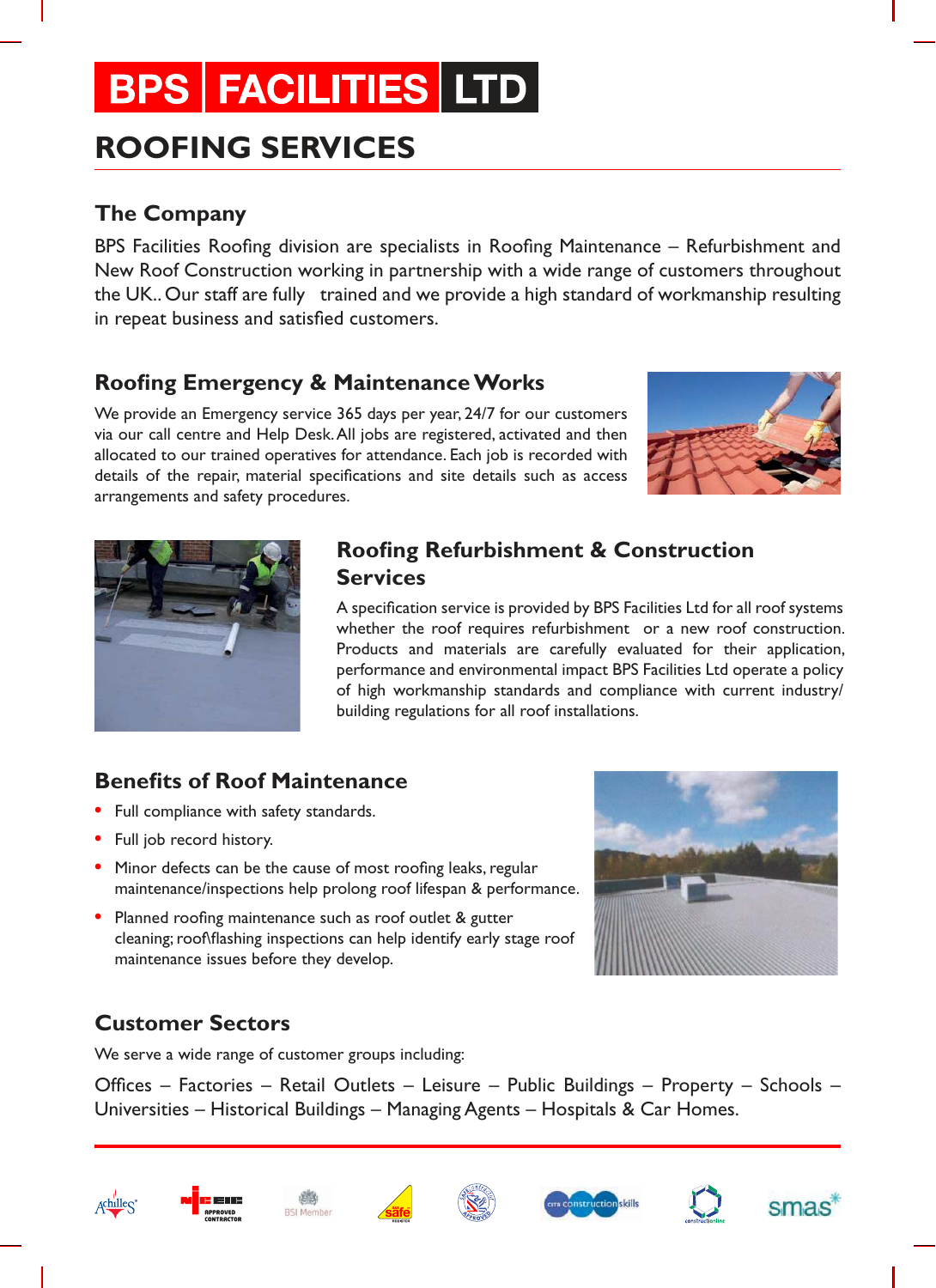# BPS FACILITIES LTD

## ROOFING SERVICES

### The Company

BPS Facilities Roofing division are specialists in Roofing Maintenance – Refurbishment and New Roof Construction working in partnership with a wide range of customers throughout the UK.. Our staff are fully trained and we provide a high standard of workmanship resulting in repeat business and satisfied customers.

### Roofing Emergency & Maintenance Works

We provide an Emergency service 365 days per year, 24/7 for our customers via our call centre and Help Desk. All jobs are registered, activated and then allocated to our trained operatives for attendance. Each job is recorded with details of the repair, material specifications and site details such as access arrangements and safety procedures.

### Roofing Refurbishment & Construction Services

A specification service is provided by BPS Facilities Ltd for all roof systems whether the roof requires refurbishment or a new roof construction. Products and materials are carefully evaluated for their application, performance and environmental impact BPS Facilities Ltd operate a policy of high workmanship standards and compliance with current industry/ building regulations for all roof installations.

### Benefits of Roof Maintenance

- Full compliance with safety standards.
- Full job record history.
- Minor defects can be the cause of most roofing leaks, regular maintenance/inspections help prolong roof lifespan & performance.
- Planned roofing maintenance such as roof outlet & gutter cleaning; roof\flashing inspections can help identify early stage roof maintenance issues before they develop.

### Customer Sectors

We serve a wide range of customer groups including:

Offices – Factories – Retail Outlets – Leisure – Public Buildings – Property – Schools – Universities – Historical Buildings – Managing Agents – Hospitals & Car Homes.

Achilles – NICEIC Approved Contractor – BSI Member – safe – CITB ConstructionSkills – constructionline – smas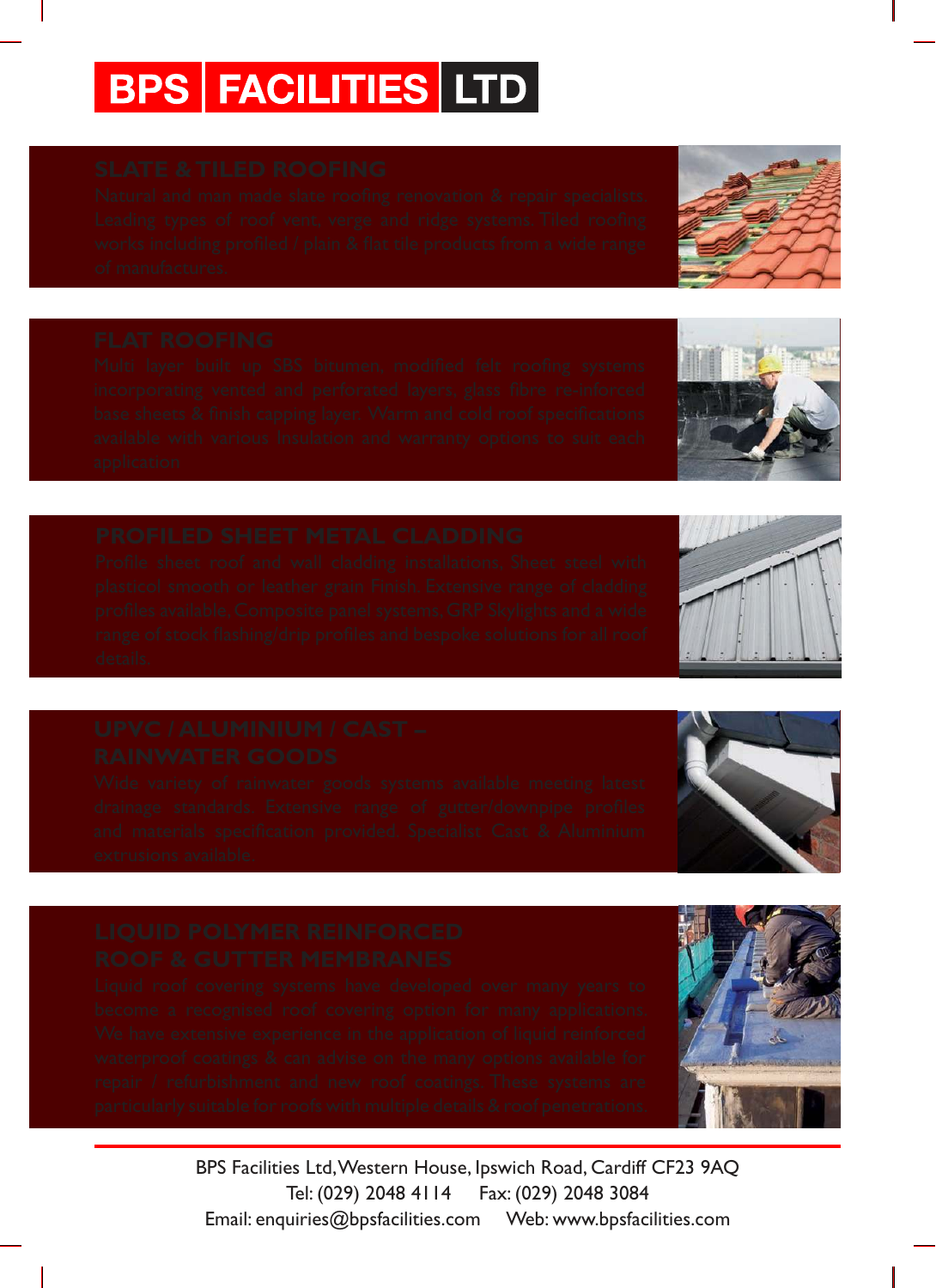# BPS FACILITIES LTD

## SLATE & TILED ROOFING

Natural and man made slate roofing renovation & repair specialists. Leading types of roof vent, verge and ridge systems. Tiled roofing works including profiled / plain & flat tile products from a wide range of manufactures.

## FLAT ROOFING

Multi layer built up SBS bitumen, modified felt roofing systems incorporating vented and perforated layers, glass fibre re-inforced base sheets & finish capping layer. Warm and cold roof specifications available with various insulation and warranty options to suit each application.

## PROFILED SHEET METAL CLADDING

Profile sheet roof and wall cladding installations, Sheet steel with plasticol smooth or leather grain Finish. Extensive range of cladding profiles available, Composite panel systems, GRP Skylights and a wide range of stock flashing/drip profiles and bespoke solutions for all roof details.

## UPVC / ALUMINIUM / CAST – RAINWATER GOODS

Wide variety of rainwater goods systems available meeting latest drainage standards. Extensive range of gutter/downpipe profiles and materials specification provided. Specialist Cast & Aluminium extrusions available.

## LIQUID POLYMER REINFORCED ROOF & GUTTER MEMBRANES

Liquid roof covering systems have developed over many years to become a recognised roof covering option for many applications. We have extensive experience in the application of liquid reinforced waterproof coatings & can advise on the many options available for repair / refurbishment and new roof coatings. These systems are particularly suitable for roofs with multiple details & roof penetrations.

---

BPS Facilities Ltd, Western House, Ipswich Road, Cardiff CF23 9AQ
Tel: (029) 2048 4114 Fax: (029) 2048 3084
Email: enquiries@bpsfacilities.com Web: www.bpsfacilities.com